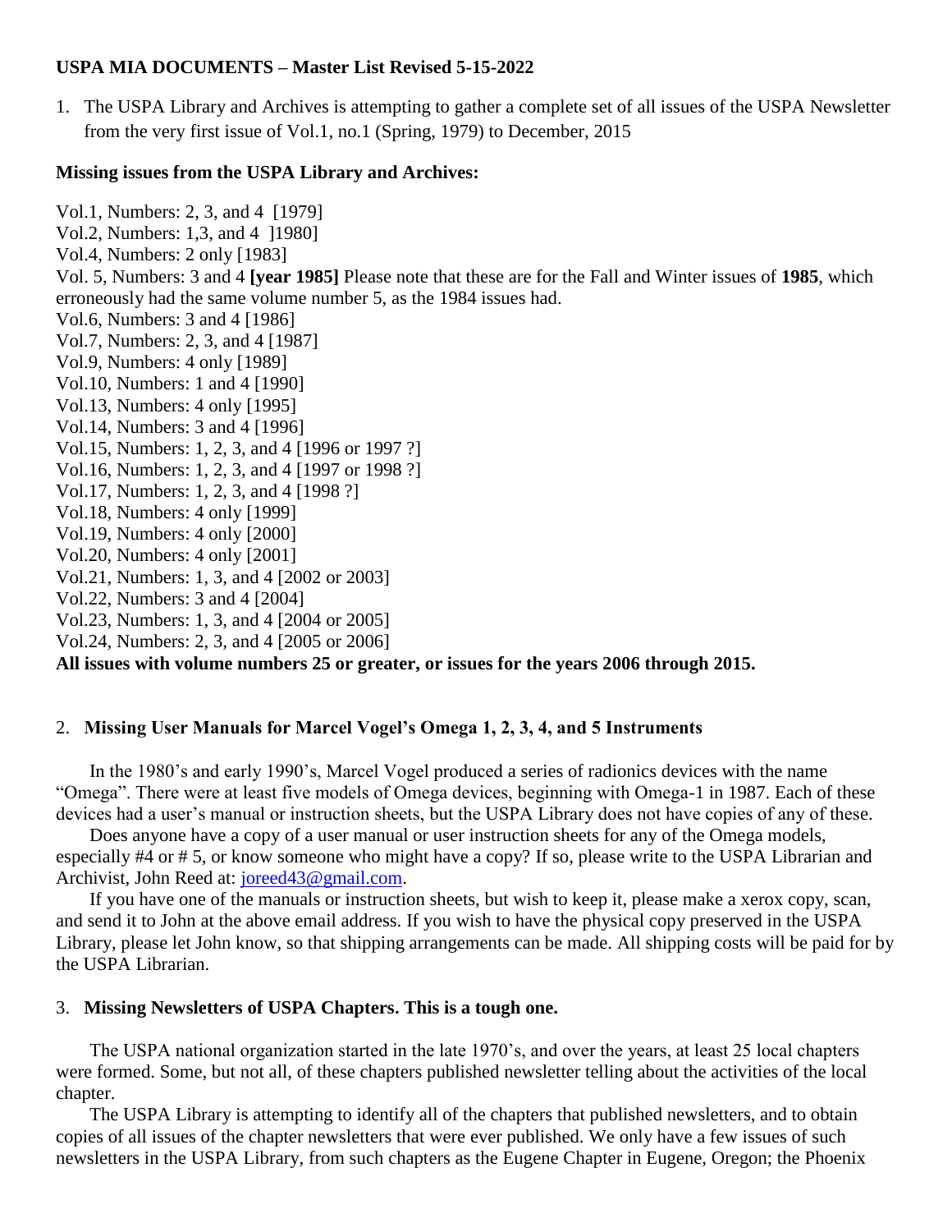**USPA MIA DOCUMENTS – Master List Revised 5-15-2022**

1. The USPA Library and Archives is attempting to gather a complete set of all issues of the USPA Newsletter from the very first issue of Vol.1, no.1 (Spring, 1979) to December, 2015

**Missing issues from the USPA Library and Archives:**

Vol.1, Numbers: 2, 3, and 4 [1979]
Vol.2, Numbers: 1,3, and 4 ]1980]
Vol.4, Numbers: 2 only [1983]
Vol. 5, Numbers: 3 and 4 **[year 1985]** Please note that these are for the Fall and Winter issues of **1985**, which erroneously had the same volume number 5, as the 1984 issues had.
Vol.6, Numbers: 3 and 4 [1986]
Vol.7, Numbers: 2, 3, and 4 [1987]
Vol.9, Numbers: 4 only [1989]
Vol.10, Numbers: 1 and 4 [1990]
Vol.13, Numbers: 4 only [1995]
Vol.14, Numbers: 3 and 4 [1996]
Vol.15, Numbers: 1, 2, 3, and 4 [1996 or 1997 ?]
Vol.16, Numbers: 1, 2, 3, and 4 [1997 or 1998 ?]
Vol.17, Numbers: 1, 2, 3, and 4 [1998 ?]
Vol.18, Numbers: 4 only [1999]
Vol.19, Numbers: 4 only [2000]
Vol.20, Numbers: 4 only [2001]
Vol.21, Numbers: 1, 3, and 4 [2002 or 2003]
Vol.22, Numbers: 3 and 4 [2004]
Vol.23, Numbers: 1, 3, and 4 [2004 or 2005]
Vol.24, Numbers: 2, 3, and 4 [2005 or 2006]
**All issues with volume numbers 25 or greater, or issues for the years 2006 through 2015.**

2. **Missing User Manuals for Marcel Vogel's Omega 1, 2, 3, 4, and 5 Instruments**

In the 1980's and early 1990's, Marcel Vogel produced a series of radionics devices with the name "Omega". There were at least five models of Omega devices, beginning with Omega-1 in 1987. Each of these devices had a user's manual or instruction sheets, but the USPA Library does not have copies of any of these.

Does anyone have a copy of a user manual or user instruction sheets for any of the Omega models, especially #4 or # 5, or know someone who might have a copy? If so, please write to the USPA Librarian and Archivist, John Reed at: joreed43@gmail.com.

If you have one of the manuals or instruction sheets, but wish to keep it, please make a xerox copy, scan, and send it to John at the above email address. If you wish to have the physical copy preserved in the USPA Library, please let John know, so that shipping arrangements can be made. All shipping costs will be paid for by the USPA Librarian.

3. **Missing Newsletters of USPA Chapters. This is a tough one.**

The USPA national organization started in the late 1970's, and over the years, at least 25 local chapters were formed. Some, but not all, of these chapters published newsletter telling about the activities of the local chapter.

The USPA Library is attempting to identify all of the chapters that published newsletters, and to obtain copies of all issues of the chapter newsletters that were ever published. We only have a few issues of such newsletters in the USPA Library, from such chapters as the Eugene Chapter in Eugene, Oregon; the Phoenix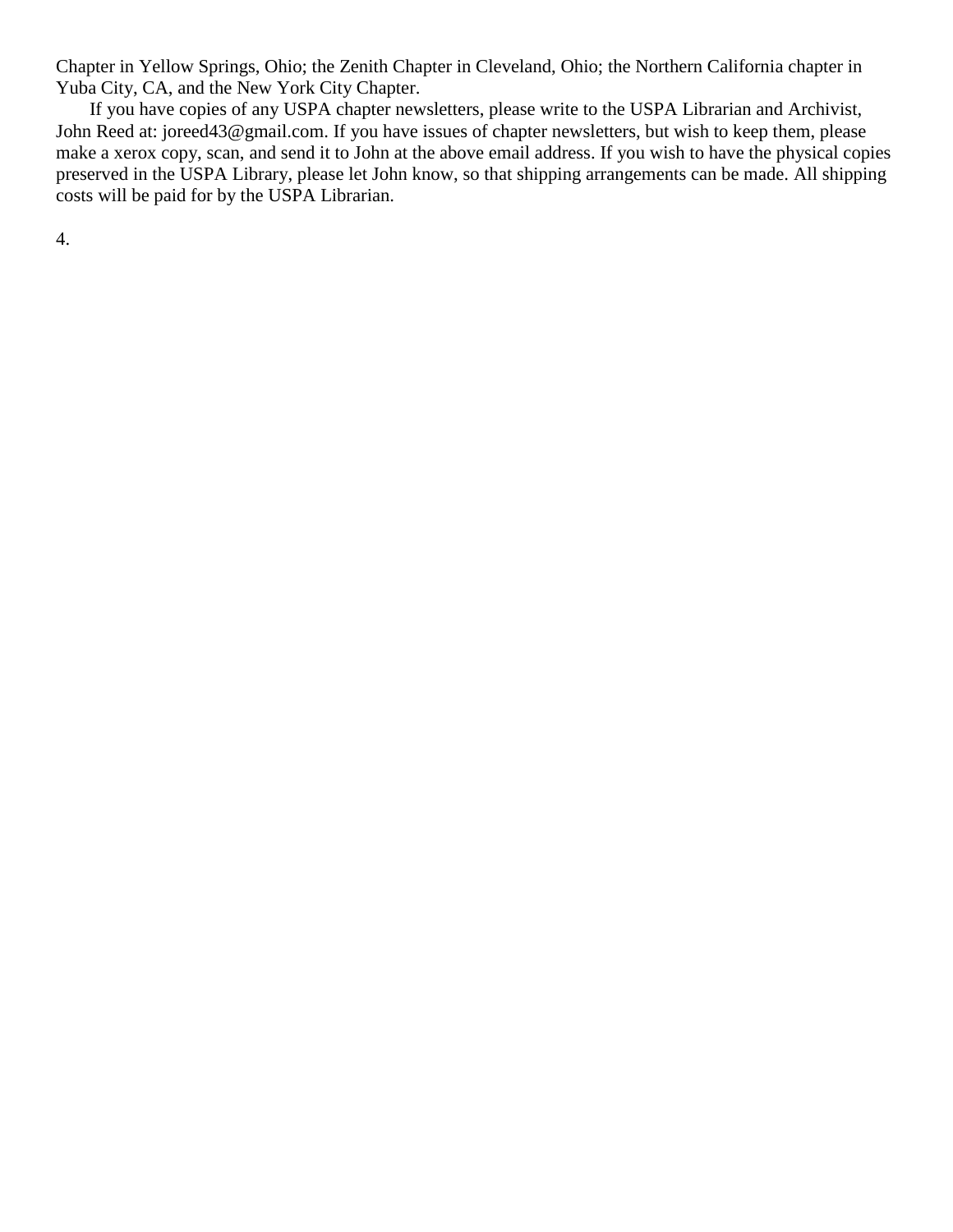Chapter in Yellow Springs, Ohio; the Zenith Chapter in Cleveland, Ohio; the Northern California chapter in Yuba City, CA, and the New York City Chapter.

If you have copies of any USPA chapter newsletters, please write to the USPA Librarian and Archivist, John Reed at: joreed43@gmail.com. If you have issues of chapter newsletters, but wish to keep them, please make a xerox copy, scan, and send it to John at the above email address. If you wish to have the physical copies preserved in the USPA Library, please let John know, so that shipping arrangements can be made. All shipping costs will be paid for by the USPA Librarian.

4.